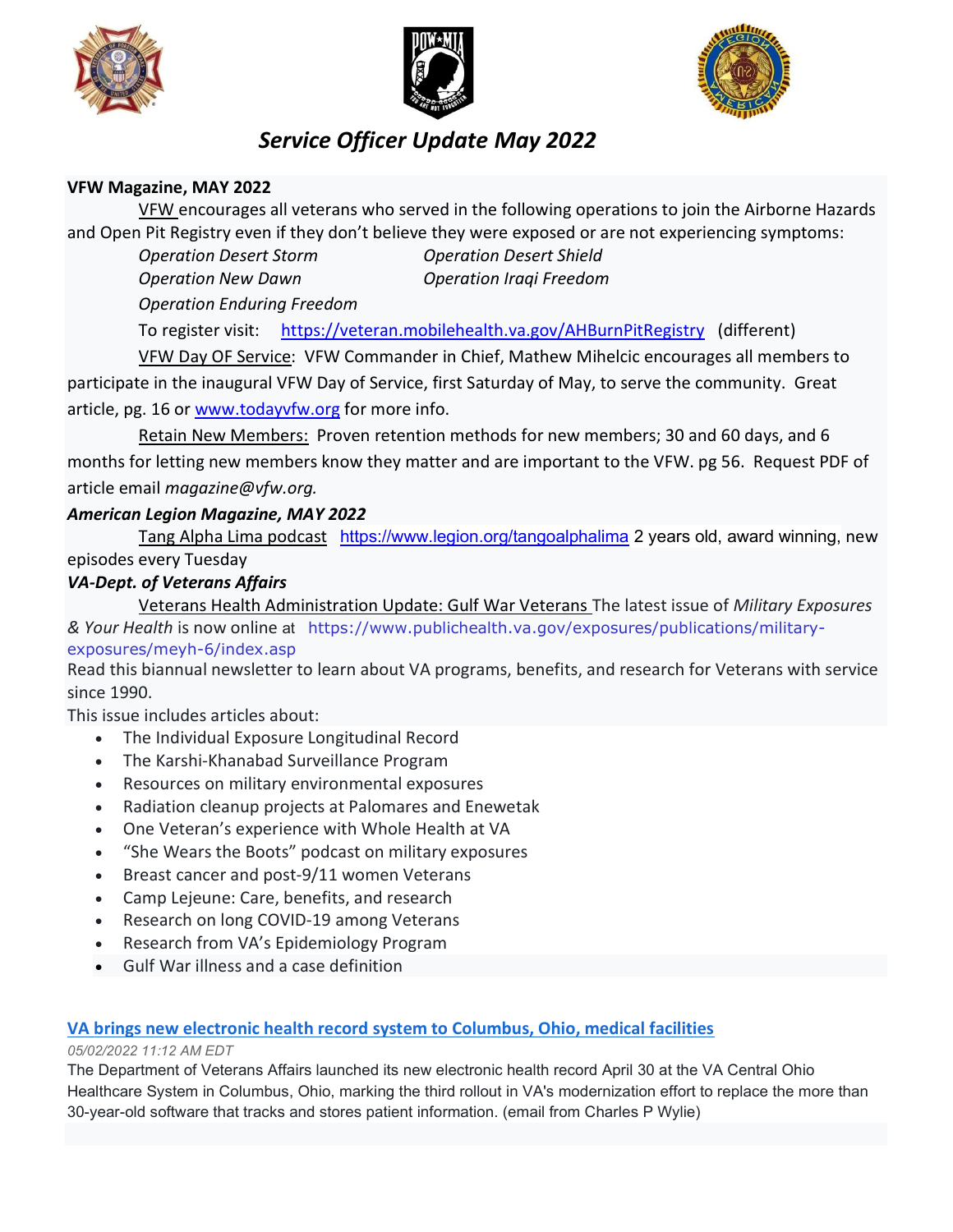# *Service Officer Update May 2022*

**VFW Magazine, MAY 2022**

VFW encourages all veterans who served in the following operations to join the Airborne Hazards and Open Pit Registry even if they don't believe they were exposed or are not experiencing symptoms:

*Operation Desert Storm* *Operation Desert Shield*
*Operation New Dawn* *Operation Iraqi Freedom*
*Operation Enduring Freedom*

To register visit: https://veteran.mobilehealth.va.gov/AHBurnPitRegistry (different)

VFW Day OF Service: VFW Commander in Chief, Mathew Mihelcic encourages all members to participate in the inaugural VFW Day of Service, first Saturday of May, to serve the community. Great article, pg. 16 or www.todayvfw.org for more info.

Retain New Members: Proven retention methods for new members; 30 and 60 days, and 6 months for letting new members know they matter and are important to the VFW. pg 56. Request PDF of article email *magazine@vfw.org.*

***American Legion Magazine, MAY 2022***

Tang Alpha Lima podcast https://www.legion.org/tangoalphalima 2 years old, award winning, new episodes every Tuesday

***VA-Dept. of Veterans Affairs***

Veterans Health Administration Update: Gulf War Veterans The latest issue of *Military Exposures & Your Health* is now online at https://www.publichealth.va.gov/exposures/publications/military-exposures/meyh-6/index.asp

Read this biannual newsletter to learn about VA programs, benefits, and research for Veterans with service since 1990.

This issue includes articles about:

- The Individual Exposure Longitudinal Record
- The Karshi-Khanabad Surveillance Program
- Resources on military environmental exposures
- Radiation cleanup projects at Palomares and Enewetak
- One Veteran's experience with Whole Health at VA
- "She Wears the Boots" podcast on military exposures
- Breast cancer and post-9/11 women Veterans
- Camp Lejeune: Care, benefits, and research
- Research on long COVID-19 among Veterans
- Research from VA's Epidemiology Program
- Gulf War illness and a case definition

**VA brings new electronic health record system to Columbus, Ohio, medical facilities**

*05/02/2022 11:12 AM EDT*

The Department of Veterans Affairs launched its new electronic health record April 30 at the VA Central Ohio Healthcare System in Columbus, Ohio, marking the third rollout in VA's modernization effort to replace the more than 30-year-old software that tracks and stores patient information. (email from Charles P Wylie)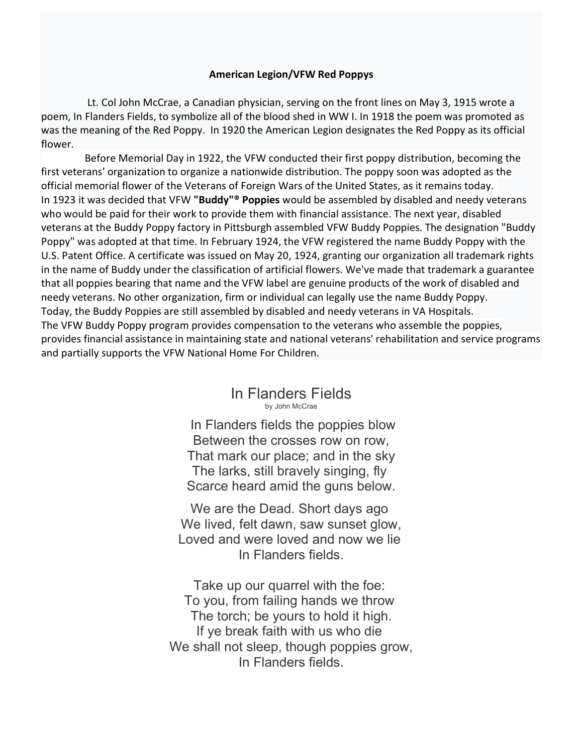## American Legion/VFW Red Poppys

Lt. Col John McCrae, a Canadian physician, serving on the front lines on May 3, 1915 wrote a poem, In Flanders Fields, to symbolize all of the blood shed in WW I. In 1918 the poem was promoted as was the meaning of the Red Poppy. In 1920 the American Legion designates the Red Poppy as its official flower.

Before Memorial Day in 1922, the VFW conducted their first poppy distribution, becoming the first veterans' organization to organize a nationwide distribution. The poppy soon was adopted as the official memorial flower of the Veterans of Foreign Wars of the United States, as it remains today.

In 1923 it was decided that VFW **"Buddy"® Poppies** would be assembled by disabled and needy veterans who would be paid for their work to provide them with financial assistance. The next year, disabled veterans at the Buddy Poppy factory in Pittsburgh assembled VFW Buddy Poppies. The designation "Buddy Poppy" was adopted at that time. In February 1924, the VFW registered the name Buddy Poppy with the U.S. Patent Office. A certificate was issued on May 20, 1924, granting our organization all trademark rights in the name of Buddy under the classification of artificial flowers. We've made that trademark a guarantee that all poppies bearing that name and the VFW label are genuine products of the work of disabled and needy veterans. No other organization, firm or individual can legally use the name Buddy Poppy.

Today, the Buddy Poppies are still assembled by disabled and needy veterans in VA Hospitals.

The VFW Buddy Poppy program provides compensation to the veterans who assemble the poppies, provides financial assistance in maintaining state and national veterans' rehabilitation and service programs and partially supports the VFW National Home For Children.

## In Flanders Fields

by John McCrae

In Flanders fields the poppies blow
Between the crosses row on row,
That mark our place; and in the sky
The larks, still bravely singing, fly
Scarce heard amid the guns below.

We are the Dead. Short days ago
We lived, felt dawn, saw sunset glow,
Loved and were loved and now we lie
In Flanders fields.

Take up our quarrel with the foe:
To you, from failing hands we throw
The torch; be yours to hold it high.
If ye break faith with us who die
We shall not sleep, though poppies grow,
In Flanders fields.